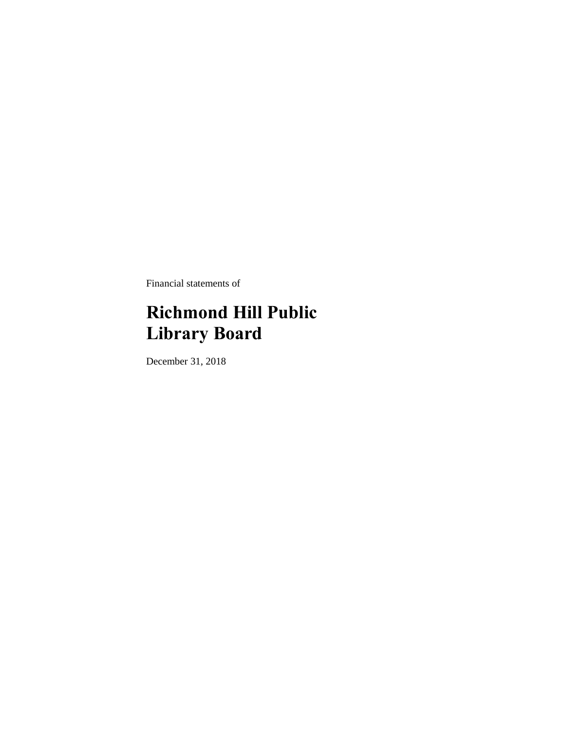Financial statements of

# Richmond Hill Public Library Board

December 31, 2018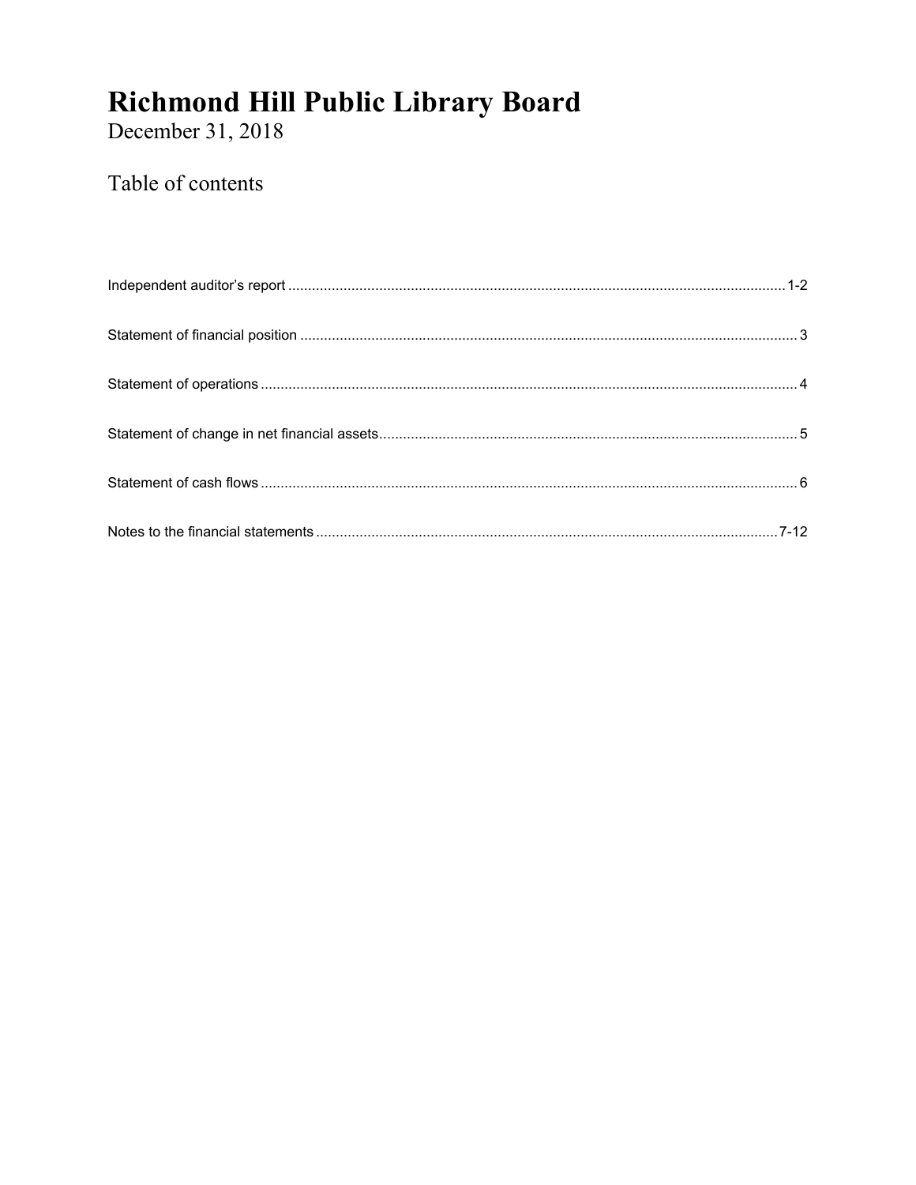# Richmond Hill Public Library Board

December 31, 2018

## Table of contents

| | |
|---|---|
| Independent auditor's report | 1-2 |
| Statement of financial position | 3 |
| Statement of operations | 4 |
| Statement of change in net financial assets | 5 |
| Statement of cash flows | 6 |
| Notes to the financial statements | 7-12 |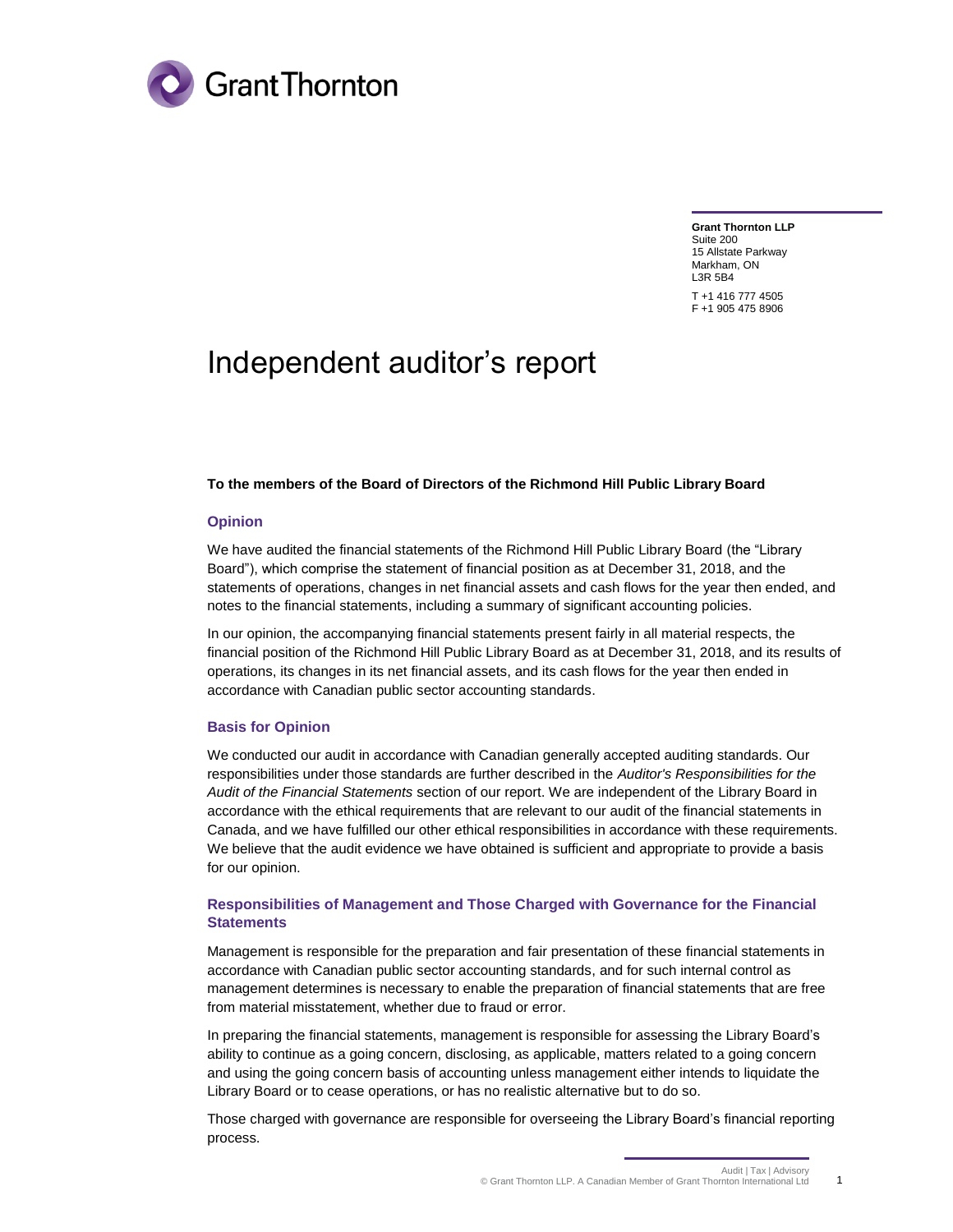**Grant Thornton LLP**
Suite 200
15 Allstate Parkway
Markham, ON
L3R 5B4

T +1 416 777 4505
F +1 905 475 8906

# Independent auditor's report

**To the members of the Board of Directors of the Richmond Hill Public Library Board**

### Opinion

We have audited the financial statements of the Richmond Hill Public Library Board (the "Library Board"), which comprise the statement of financial position as at December 31, 2018, and the statements of operations, changes in net financial assets and cash flows for the year then ended, and notes to the financial statements, including a summary of significant accounting policies.

In our opinion, the accompanying financial statements present fairly in all material respects, the financial position of the Richmond Hill Public Library Board as at December 31, 2018, and its results of operations, its changes in its net financial assets, and its cash flows for the year then ended in accordance with Canadian public sector accounting standards.

### Basis for Opinion

We conducted our audit in accordance with Canadian generally accepted auditing standards. Our responsibilities under those standards are further described in the *Auditor's Responsibilities for the Audit of the Financial Statements* section of our report. We are independent of the Library Board in accordance with the ethical requirements that are relevant to our audit of the financial statements in Canada, and we have fulfilled our other ethical responsibilities in accordance with these requirements. We believe that the audit evidence we have obtained is sufficient and appropriate to provide a basis for our opinion.

### Responsibilities of Management and Those Charged with Governance for the Financial Statements

Management is responsible for the preparation and fair presentation of these financial statements in accordance with Canadian public sector accounting standards, and for such internal control as management determines is necessary to enable the preparation of financial statements that are free from material misstatement, whether due to fraud or error.

In preparing the financial statements, management is responsible for assessing the Library Board's ability to continue as a going concern, disclosing, as applicable, matters related to a going concern and using the going concern basis of accounting unless management either intends to liquidate the Library Board or to cease operations, or has no realistic alternative but to do so.

Those charged with governance are responsible for overseeing the Library Board's financial reporting process.

Audit | Tax | Advisory
© Grant Thornton LLP. A Canadian Member of Grant Thornton International Ltd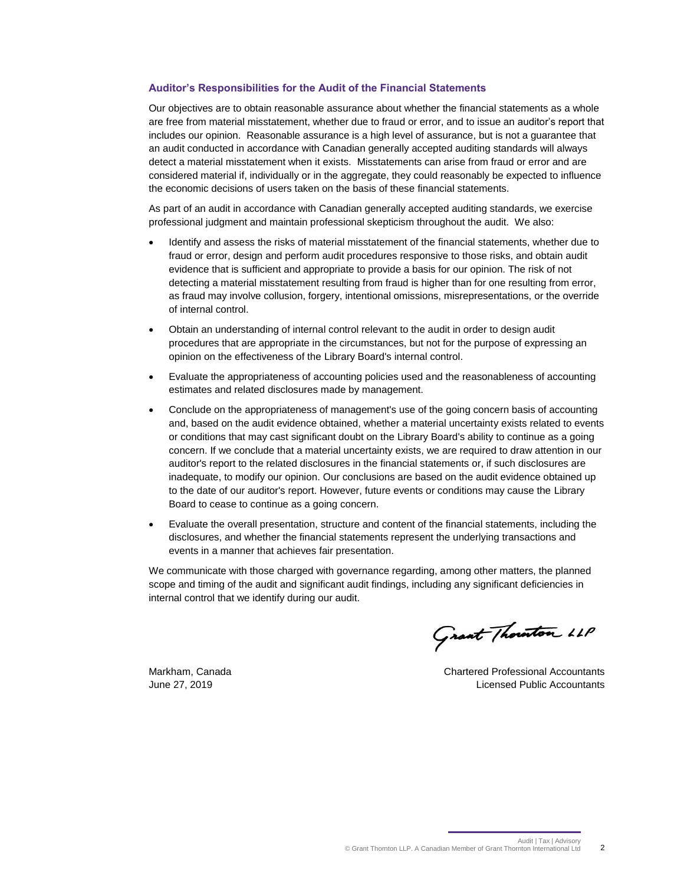### Auditor's Responsibilities for the Audit of the Financial Statements

Our objectives are to obtain reasonable assurance about whether the financial statements as a whole are free from material misstatement, whether due to fraud or error, and to issue an auditor's report that includes our opinion. Reasonable assurance is a high level of assurance, but is not a guarantee that an audit conducted in accordance with Canadian generally accepted auditing standards will always detect a material misstatement when it exists. Misstatements can arise from fraud or error and are considered material if, individually or in the aggregate, they could reasonably be expected to influence the economic decisions of users taken on the basis of these financial statements.

As part of an audit in accordance with Canadian generally accepted auditing standards, we exercise professional judgment and maintain professional skepticism throughout the audit. We also:

- Identify and assess the risks of material misstatement of the financial statements, whether due to fraud or error, design and perform audit procedures responsive to those risks, and obtain audit evidence that is sufficient and appropriate to provide a basis for our opinion. The risk of not detecting a material misstatement resulting from fraud is higher than for one resulting from error, as fraud may involve collusion, forgery, intentional omissions, misrepresentations, or the override of internal control.
- Obtain an understanding of internal control relevant to the audit in order to design audit procedures that are appropriate in the circumstances, but not for the purpose of expressing an opinion on the effectiveness of the Library Board's internal control.
- Evaluate the appropriateness of accounting policies used and the reasonableness of accounting estimates and related disclosures made by management.
- Conclude on the appropriateness of management's use of the going concern basis of accounting and, based on the audit evidence obtained, whether a material uncertainty exists related to events or conditions that may cast significant doubt on the Library Board's ability to continue as a going concern. If we conclude that a material uncertainty exists, we are required to draw attention in our auditor's report to the related disclosures in the financial statements or, if such disclosures are inadequate, to modify our opinion. Our conclusions are based on the audit evidence obtained up to the date of our auditor's report. However, future events or conditions may cause the Library Board to cease to continue as a going concern.
- Evaluate the overall presentation, structure and content of the financial statements, including the disclosures, and whether the financial statements represent the underlying transactions and events in a manner that achieves fair presentation.

We communicate with those charged with governance regarding, among other matters, the planned scope and timing of the audit and significant audit findings, including any significant deficiencies in internal control that we identify during our audit.

Grant Thornton LLP

Markham, Canada
June 27, 2019

Chartered Professional Accountants
Licensed Public Accountants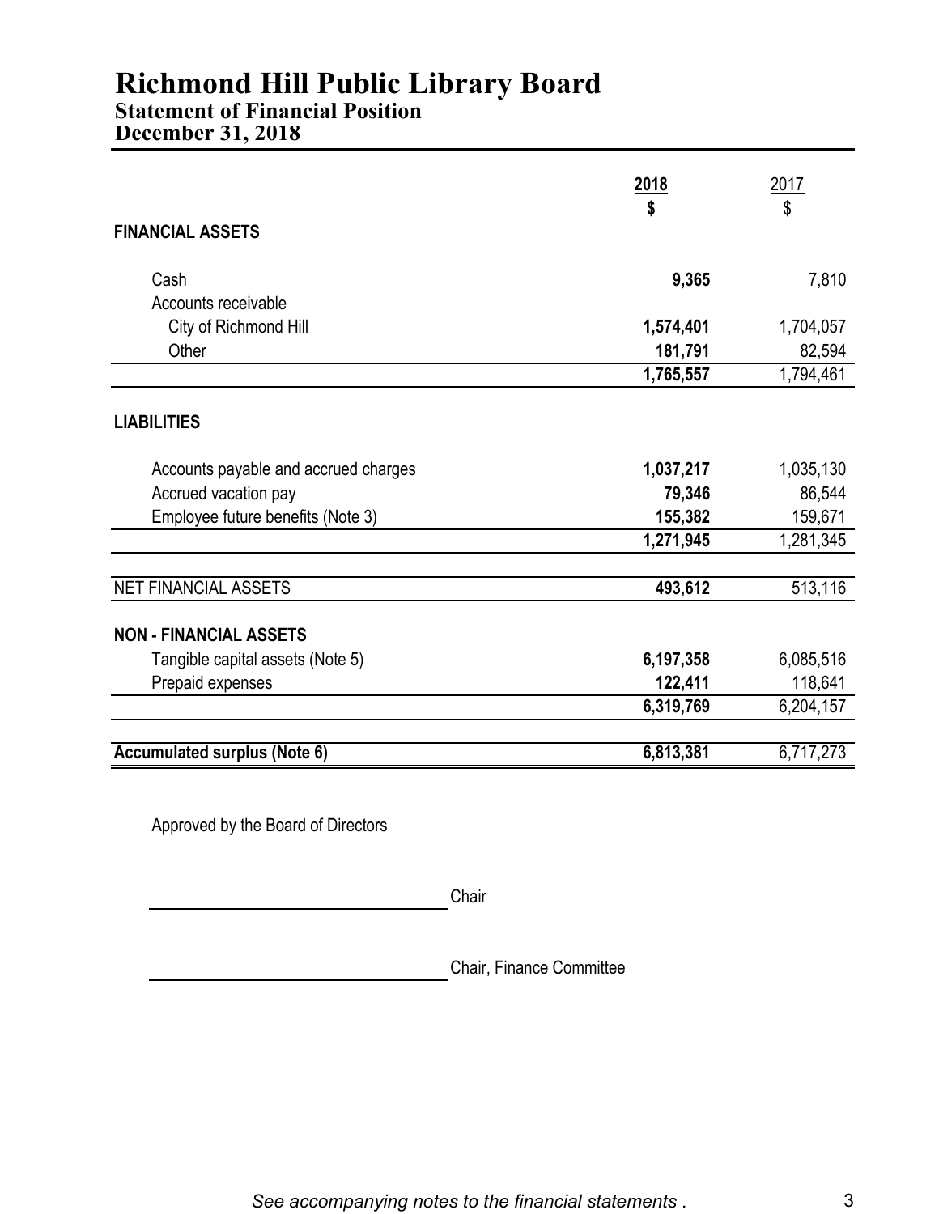# Richmond Hill Public Library Board

## Statement of Financial Position

### December 31, 2018

| | **2018** | 2017 |
|---|---|---|
| | **$** | $ |
| **FINANCIAL ASSETS** | | |
| Cash | **9,365** | 7,810 |
| Accounts receivable | | |
| City of Richmond Hill | **1,574,401** | 1,704,057 |
| Other | **181,791** | 82,594 |
| | **1,765,557** | 1,794,461 |
| **LIABILITIES** | | |
| Accounts payable and accrued charges | **1,037,217** | 1,035,130 |
| Accrued vacation pay | **79,346** | 86,544 |
| Employee future benefits (Note 3) | **155,382** | 159,671 |
| | **1,271,945** | 1,281,345 |
| NET FINANCIAL ASSETS | **493,612** | 513,116 |
| **NON - FINANCIAL ASSETS** | | |
| Tangible capital assets (Note 5) | **6,197,358** | 6,085,516 |
| Prepaid expenses | **122,411** | 118,641 |
| | **6,319,769** | 6,204,157 |
| **Accumulated surplus (Note 6)** | **6,813,381** | 6,717,273 |

Approved by the Board of Directors

_______________________________ Chair

_______________________________ Chair, Finance Committee

*See accompanying notes to the financial statements .*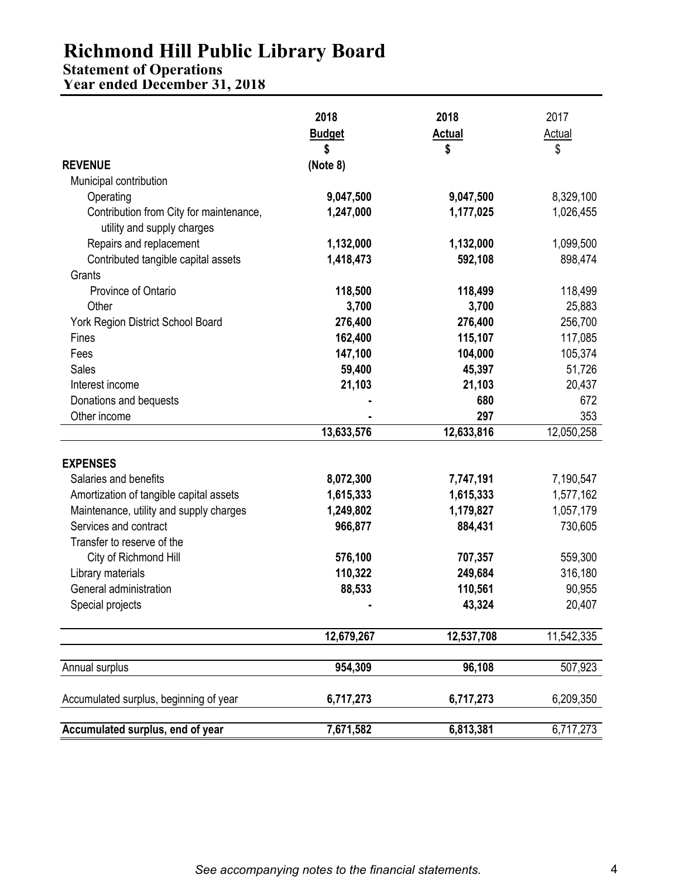# Richmond Hill Public Library Board

## Statement of Operations

### Year ended December 31, 2018

| | 2018 Budget $ (Note 8) | 2018 Actual $ | 2017 Actual $ |
|---|---|---|---|
| **REVENUE** | | | |
| Municipal contribution | | | |
| Operating | **9,047,500** | **9,047,500** | 8,329,100 |
| Contribution from City for maintenance, utility and supply charges | **1,247,000** | **1,177,025** | 1,026,455 |
| Repairs and replacement | **1,132,000** | **1,132,000** | 1,099,500 |
| Contributed tangible capital assets | **1,418,473** | **592,108** | 898,474 |
| Grants | | | |
| Province of Ontario | **118,500** | **118,499** | 118,499 |
| Other | **3,700** | **3,700** | 25,883 |
| York Region District School Board | **276,400** | **276,400** | 256,700 |
| Fines | **162,400** | **115,107** | 117,085 |
| Fees | **147,100** | **104,000** | 105,374 |
| Sales | **59,400** | **45,397** | 51,726 |
| Interest income | **21,103** | **21,103** | 20,437 |
| Donations and bequests | **-** | **680** | 672 |
| Other income | **-** | **297** | 353 |
| | **13,633,576** | **12,633,816** | 12,050,258 |
| **EXPENSES** | | | |
| Salaries and benefits | **8,072,300** | **7,747,191** | 7,190,547 |
| Amortization of tangible capital assets | **1,615,333** | **1,615,333** | 1,577,162 |
| Maintenance, utility and supply charges | **1,249,802** | **1,179,827** | 1,057,179 |
| Services and contract | **966,877** | **884,431** | 730,605 |
| Transfer to reserve of the City of Richmond Hill | **576,100** | **707,357** | 559,300 |
| Library materials | **110,322** | **249,684** | 316,180 |
| General administration | **88,533** | **110,561** | 90,955 |
| Special projects | **-** | **43,324** | 20,407 |
| | **12,679,267** | **12,537,708** | 11,542,335 |
| Annual surplus | **954,309** | **96,108** | 507,923 |
| Accumulated surplus, beginning of year | **6,717,273** | **6,717,273** | 6,209,350 |
| **Accumulated surplus, end of year** | **7,671,582** | **6,813,381** | 6,717,273 |

*See accompanying notes to the financial statements.*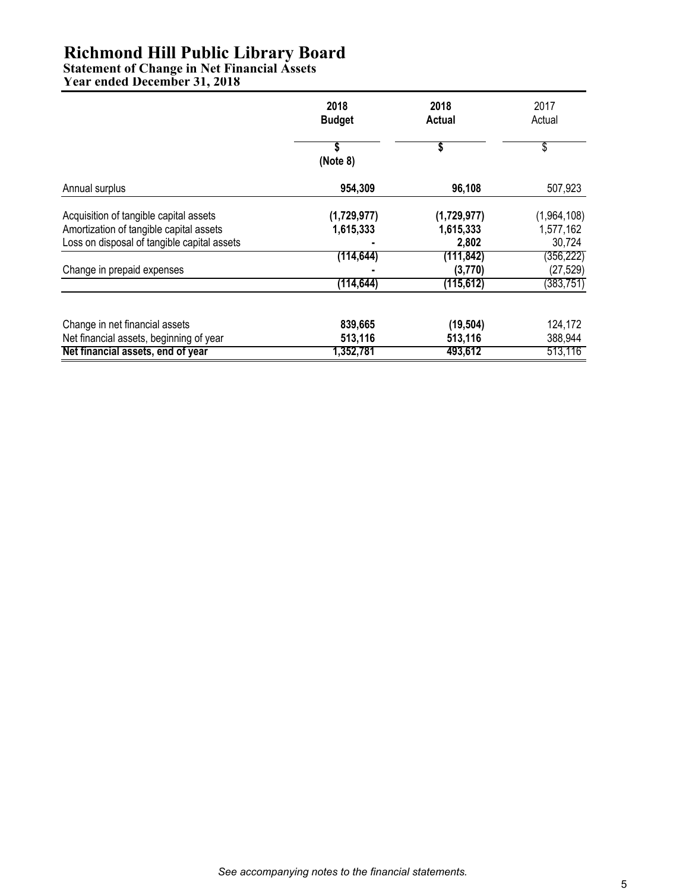# Richmond Hill Public Library Board

## Statement of Change in Net Financial Assets

## Year ended December 31, 2018

| | 2018 Budget | 2018 Actual | 2017 Actual |
|---|---|---|---|
| | $ (Note 8) | $ | $ |
| Annual surplus | 954,309 | 96,108 | 507,923 |
| Acquisition of tangible capital assets | (1,729,977) | (1,729,977) | (1,964,108) |
| Amortization of tangible capital assets | 1,615,333 | 1,615,333 | 1,577,162 |
| Loss on disposal of tangible capital assets | - | 2,802 | 30,724 |
| | (114,644) | (111,842) | (356,222) |
| Change in prepaid expenses | - | (3,770) | (27,529) |
| | (114,644) | (115,612) | (383,751) |
| Change in net financial assets | 839,665 | (19,504) | 124,172 |
| Net financial assets, beginning of year | 513,116 | 513,116 | 388,944 |
| **Net financial assets, end of year** | 1,352,781 | 493,612 | 513,116 |

*See accompanying notes to the financial statements.*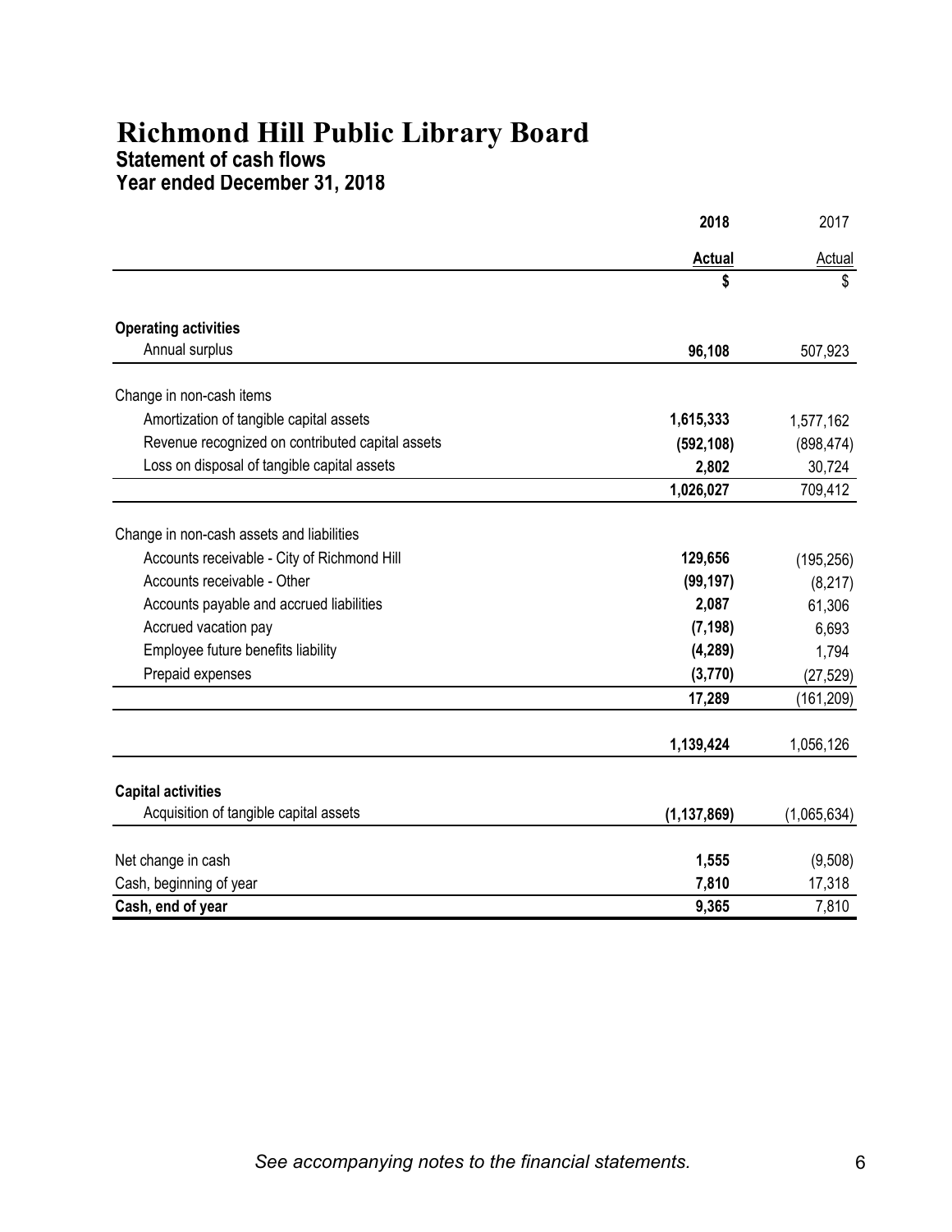# Richmond Hill Public Library Board

## Statement of cash flows

### Year ended December 31, 2018

| | **2018** | 2017 |
|---|---|---|
| | **Actual** | Actual |
| | **$** | $ |
| **Operating activities** | | |
| Annual surplus | **96,108** | 507,923 |
| | | |
| Change in non-cash items | | |
| Amortization of tangible capital assets | **1,615,333** | 1,577,162 |
| Revenue recognized on contributed capital assets | **(592,108)** | (898,474) |
| Loss on disposal of tangible capital assets | **2,802** | 30,724 |
| | **1,026,027** | 709,412 |
| | | |
| Change in non-cash assets and liabilities | | |
| Accounts receivable - City of Richmond Hill | **129,656** | (195,256) |
| Accounts receivable - Other | **(99,197)** | (8,217) |
| Accounts payable and accrued liabilities | **2,087** | 61,306 |
| Accrued vacation pay | **(7,198)** | 6,693 |
| Employee future benefits liability | **(4,289)** | 1,794 |
| Prepaid expenses | **(3,770)** | (27,529) |
| | **17,289** | (161,209) |
| | | |
| | **1,139,424** | 1,056,126 |
| | | |
| **Capital activities** | | |
| Acquisition of tangible capital assets | **(1,137,869)** | (1,065,634) |
| | | |
| Net change in cash | **1,555** | (9,508) |
| Cash, beginning of year | **7,810** | 17,318 |
| **Cash, end of year** | **9,365** | 7,810 |

*See accompanying notes to the financial statements.*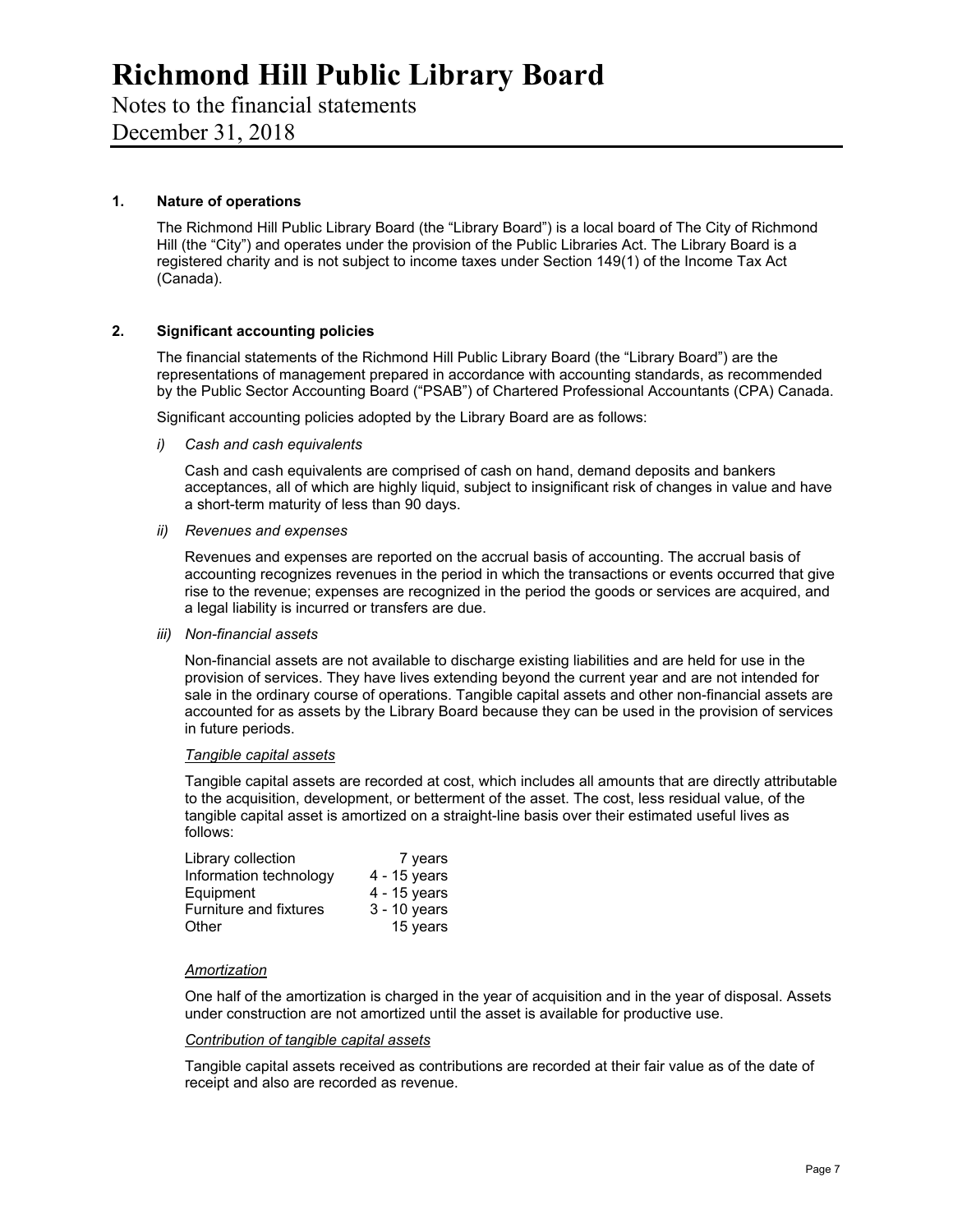# Richmond Hill Public Library Board

Notes to the financial statements
December 31, 2018

**1. Nature of operations**

The Richmond Hill Public Library Board (the "Library Board") is a local board of The City of Richmond Hill (the "City") and operates under the provision of the Public Libraries Act. The Library Board is a registered charity and is not subject to income taxes under Section 149(1) of the Income Tax Act (Canada).

**2. Significant accounting policies**

The financial statements of the Richmond Hill Public Library Board (the "Library Board") are the representations of management prepared in accordance with accounting standards, as recommended by the Public Sector Accounting Board ("PSAB") of Chartered Professional Accountants (CPA) Canada.

Significant accounting policies adopted by the Library Board are as follows:

*i) Cash and cash equivalents*

Cash and cash equivalents are comprised of cash on hand, demand deposits and bankers acceptances, all of which are highly liquid, subject to insignificant risk of changes in value and have a short-term maturity of less than 90 days.

*ii) Revenues and expenses*

Revenues and expenses are reported on the accrual basis of accounting. The accrual basis of accounting recognizes revenues in the period in which the transactions or events occurred that give rise to the revenue; expenses are recognized in the period the goods or services are acquired, and a legal liability is incurred or transfers are due.

*iii) Non-financial assets*

Non-financial assets are not available to discharge existing liabilities and are held for use in the provision of services. They have lives extending beyond the current year and are not intended for sale in the ordinary course of operations. Tangible capital assets and other non-financial assets are accounted for as assets by the Library Board because they can be used in the provision of services in future periods.

*Tangible capital assets*

Tangible capital assets are recorded at cost, which includes all amounts that are directly attributable to the acquisition, development, or betterment of the asset. The cost, less residual value, of the tangible capital asset is amortized on a straight-line basis over their estimated useful lives as follows:

| | |
|---|---|
| Library collection | 7 years |
| Information technology | 4 - 15 years |
| Equipment | 4 - 15 years |
| Furniture and fixtures | 3 - 10 years |
| Other | 15 years |

*Amortization*

One half of the amortization is charged in the year of acquisition and in the year of disposal. Assets under construction are not amortized until the asset is available for productive use.

*Contribution of tangible capital assets*

Tangible capital assets received as contributions are recorded at their fair value as of the date of receipt and also are recorded as revenue.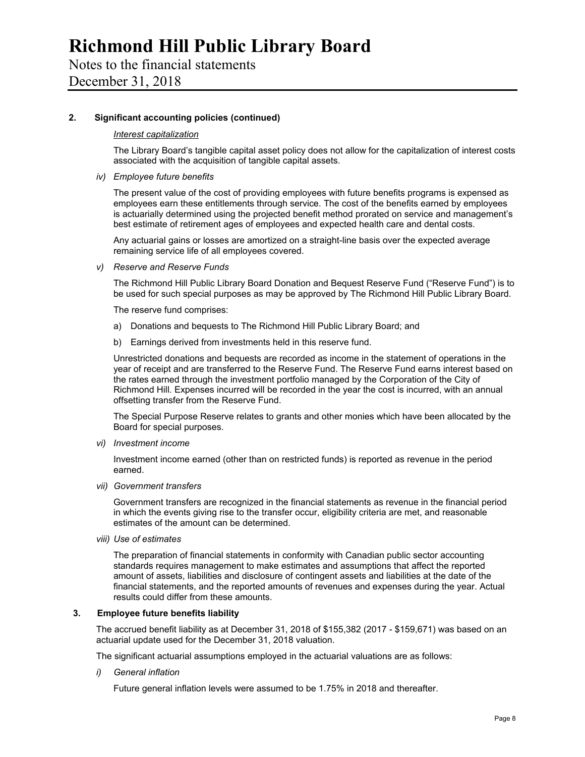## 2. Significant accounting policies (continued)

*Interest capitalization*

The Library Board's tangible capital asset policy does not allow for the capitalization of interest costs associated with the acquisition of tangible capital assets.

*iv) Employee future benefits*

The present value of the cost of providing employees with future benefits programs is expensed as employees earn these entitlements through service. The cost of the benefits earned by employees is actuarially determined using the projected benefit method prorated on service and management's best estimate of retirement ages of employees and expected health care and dental costs.

Any actuarial gains or losses are amortized on a straight-line basis over the expected average remaining service life of all employees covered.

*v) Reserve and Reserve Funds*

The Richmond Hill Public Library Board Donation and Bequest Reserve Fund ("Reserve Fund") is to be used for such special purposes as may be approved by The Richmond Hill Public Library Board.

The reserve fund comprises:

a) Donations and bequests to The Richmond Hill Public Library Board; and

b) Earnings derived from investments held in this reserve fund.

Unrestricted donations and bequests are recorded as income in the statement of operations in the year of receipt and are transferred to the Reserve Fund. The Reserve Fund earns interest based on the rates earned through the investment portfolio managed by the Corporation of the City of Richmond Hill. Expenses incurred will be recorded in the year the cost is incurred, with an annual offsetting transfer from the Reserve Fund.

The Special Purpose Reserve relates to grants and other monies which have been allocated by the Board for special purposes.

*vi) Investment income*

Investment income earned (other than on restricted funds) is reported as revenue in the period earned.

*vii) Government transfers*

Government transfers are recognized in the financial statements as revenue in the financial period in which the events giving rise to the transfer occur, eligibility criteria are met, and reasonable estimates of the amount can be determined.

*viii) Use of estimates*

The preparation of financial statements in conformity with Canadian public sector accounting standards requires management to make estimates and assumptions that affect the reported amount of assets, liabilities and disclosure of contingent assets and liabilities at the date of the financial statements, and the reported amounts of revenues and expenses during the year. Actual results could differ from these amounts.

## 3. Employee future benefits liability

The accrued benefit liability as at December 31, 2018 of $155,382 (2017 - $159,671) was based on an actuarial update used for the December 31, 2018 valuation.

The significant actuarial assumptions employed in the actuarial valuations are as follows:

*i) General inflation*

Future general inflation levels were assumed to be 1.75% in 2018 and thereafter.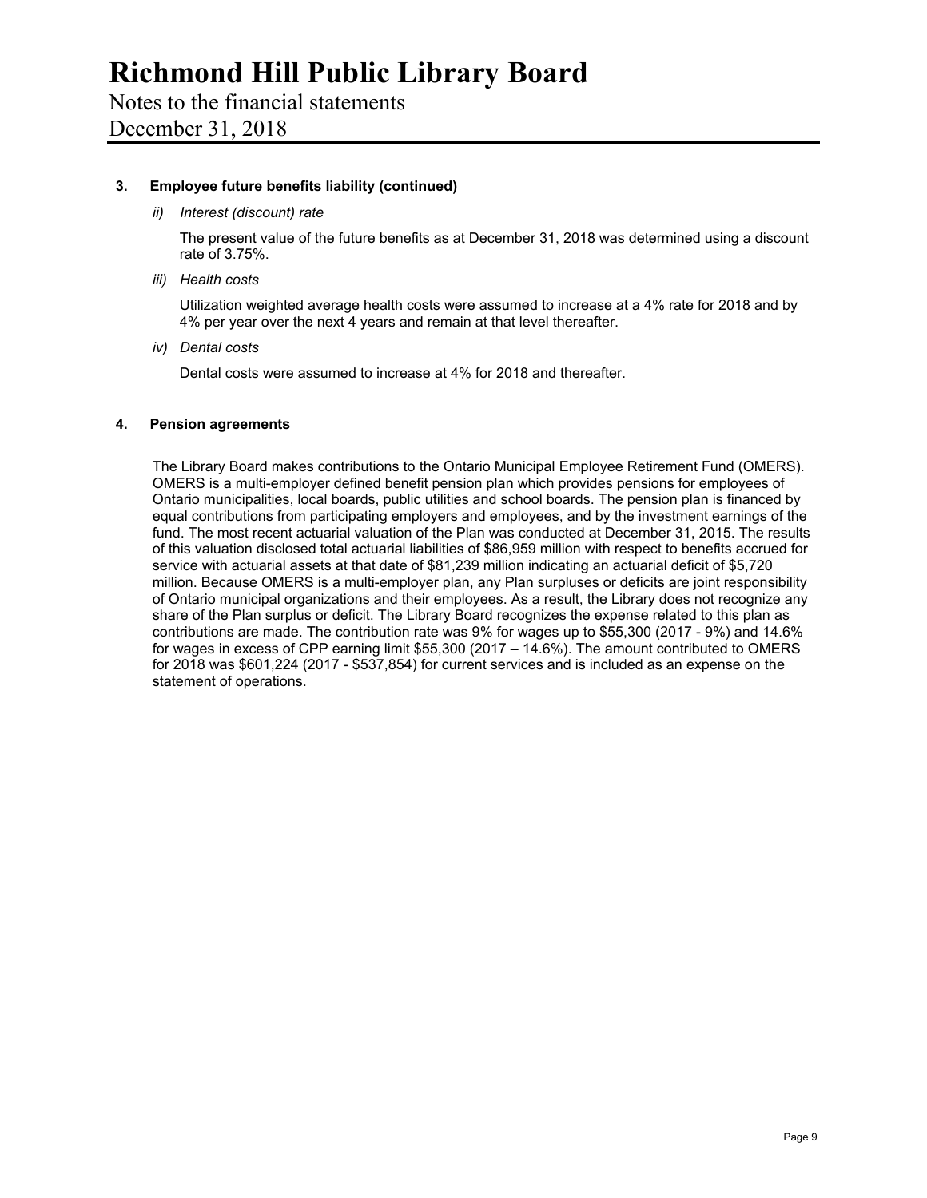# Richmond Hill Public Library Board

Notes to the financial statements

December 31, 2018

## 3. Employee future benefits liability (continued)

*ii) Interest (discount) rate*

The present value of the future benefits as at December 31, 2018 was determined using a discount rate of 3.75%.

*iii) Health costs*

Utilization weighted average health costs were assumed to increase at a 4% rate for 2018 and by 4% per year over the next 4 years and remain at that level thereafter.

*iv) Dental costs*

Dental costs were assumed to increase at 4% for 2018 and thereafter.

## 4. Pension agreements

The Library Board makes contributions to the Ontario Municipal Employee Retirement Fund (OMERS). OMERS is a multi-employer defined benefit pension plan which provides pensions for employees of Ontario municipalities, local boards, public utilities and school boards. The pension plan is financed by equal contributions from participating employers and employees, and by the investment earnings of the fund. The most recent actuarial valuation of the Plan was conducted at December 31, 2015. The results of this valuation disclosed total actuarial liabilities of $86,959 million with respect to benefits accrued for service with actuarial assets at that date of $81,239 million indicating an actuarial deficit of $5,720 million. Because OMERS is a multi-employer plan, any Plan surpluses or deficits are joint responsibility of Ontario municipal organizations and their employees. As a result, the Library does not recognize any share of the Plan surplus or deficit. The Library Board recognizes the expense related to this plan as contributions are made. The contribution rate was 9% for wages up to $55,300 (2017 - 9%) and 14.6% for wages in excess of CPP earning limit $55,300 (2017 – 14.6%). The amount contributed to OMERS for 2018 was $601,224 (2017 - $537,854) for current services and is included as an expense on the statement of operations.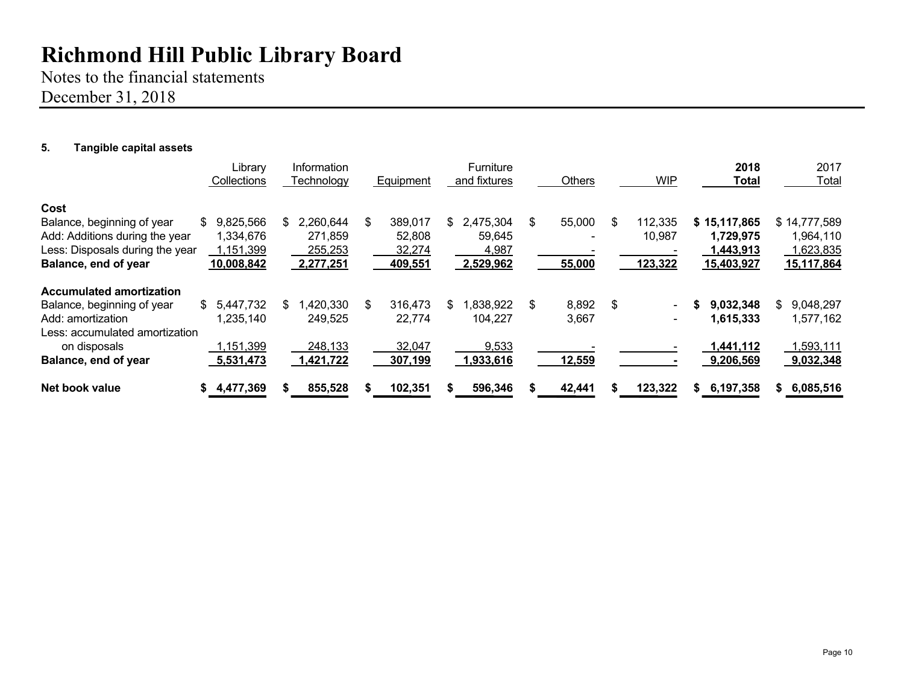# Richmond Hill Public Library Board

Notes to the financial statements

December 31, 2018

### 5. Tangible capital assets

| | Library Collections | Information Technology | Equipment | Furniture and fixtures | Others | WIP | **2018 Total** | 2017 Total |
|---|---|---|---|---|---|---|---|---|
| **Cost** | | | | | | | | |
| Balance, beginning of year | $ 9,825,566 | $ 2,260,644 | $ 389,017 | $ 2,475,304 | $ 55,000 | $ 112,335 | **$ 15,117,865** | $ 14,777,589 |
| Add: Additions during the year | 1,334,676 | 271,859 | 52,808 | 59,645 | - | 10,987 | **1,729,975** | 1,964,110 |
| Less: Disposals during the year | 1,151,399 | 255,253 | 32,274 | 4,987 | - | - | **1,443,913** | 1,623,835 |
| **Balance, end of year** | **10,008,842** | **2,277,251** | **409,551** | **2,529,962** | **55,000** | **123,322** | **15,403,927** | **15,117,864** |
| **Accumulated amortization** | | | | | | | | |
| Balance, beginning of year | $ 5,447,732 | $ 1,420,330 | $ 316,473 | $ 1,838,922 | $ 8,892 | $ - | **$ 9,032,348** | $ 9,048,297 |
| Add: amortization | 1,235,140 | 249,525 | 22,774 | 104,227 | 3,667 | - | **1,615,333** | 1,577,162 |
| Less: accumulated amortization on disposals | 1,151,399 | 248,133 | 32,047 | 9,533 | - | - | **1,441,112** | 1,593,111 |
| **Balance, end of year** | **5,531,473** | **1,421,722** | **307,199** | **1,933,616** | **12,559** | **-** | **9,206,569** | **9,032,348** |
| **Net book value** | **$ 4,477,369** | **$ 855,528** | **$ 102,351** | **$ 596,346** | **$ 42,441** | **$ 123,322** | **$ 6,197,358** | **$ 6,085,516** |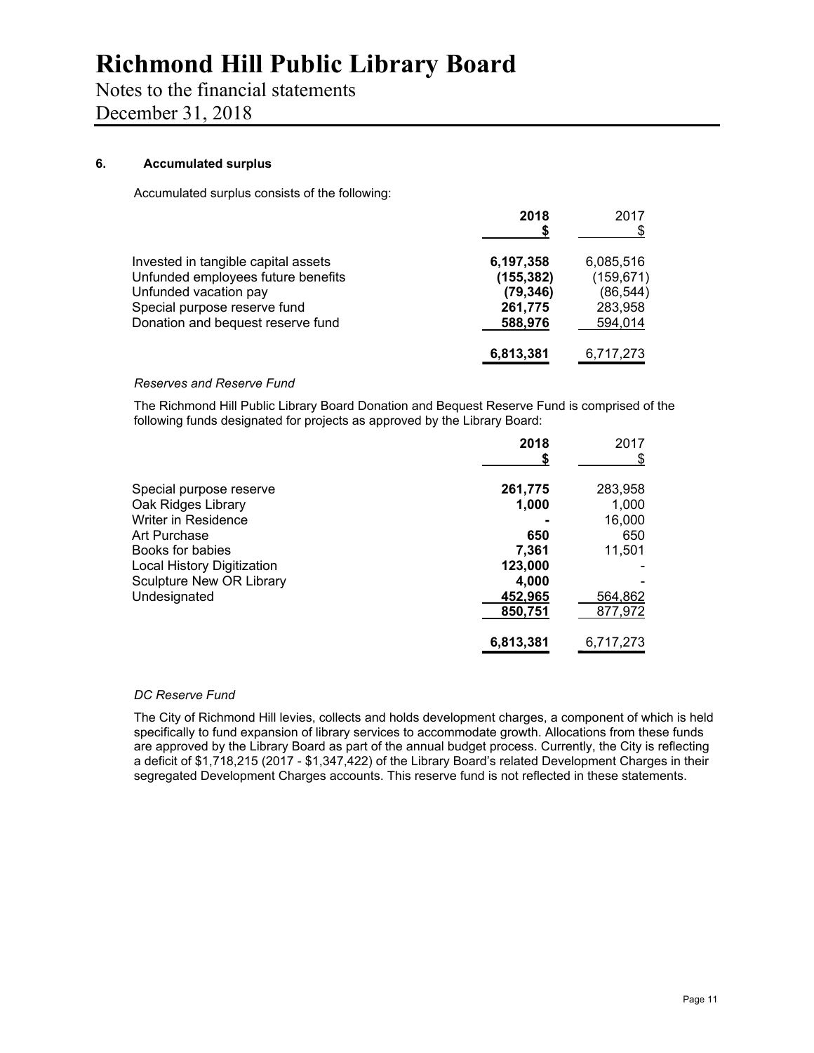# Richmond Hill Public Library Board

Notes to the financial statements

December 31, 2018

## 6. Accumulated surplus

Accumulated surplus consists of the following:

| | 2018 $ | 2017 $ |
|---|---|---|
| Invested in tangible capital assets | **6,197,358** | 6,085,516 |
| Unfunded employees future benefits | **(155,382)** | (159,671) |
| Unfunded vacation pay | **(79,346)** | (86,544) |
| Special purpose reserve fund | **261,775** | 283,958 |
| Donation and bequest reserve fund | **588,976** | 594,014 |
| | **6,813,381** | 6,717,273 |

*Reserves and Reserve Fund*

The Richmond Hill Public Library Board Donation and Bequest Reserve Fund is comprised of the following funds designated for projects as approved by the Library Board:

| | 2018 $ | 2017 $ |
|---|---|---|
| Special purpose reserve | **261,775** | 283,958 |
| Oak Ridges Library | **1,000** | 1,000 |
| Writer in Residence | **-** | 16,000 |
| Art Purchase | **650** | 650 |
| Books for babies | **7,361** | 11,501 |
| Local History Digitization | **123,000** | - |
| Sculpture New OR Library | **4,000** | - |
| Undesignated | **452,965** | 564,862 |
| | **850,751** | 877,972 |
| | **6,813,381** | 6,717,273 |

*DC Reserve Fund*

The City of Richmond Hill levies, collects and holds development charges, a component of which is held specifically to fund expansion of library services to accommodate growth. Allocations from these funds are approved by the Library Board as part of the annual budget process. Currently, the City is reflecting a deficit of $1,718,215 (2017 - $1,347,422) of the Library Board's related Development Charges in their segregated Development Charges accounts. This reserve fund is not reflected in these statements.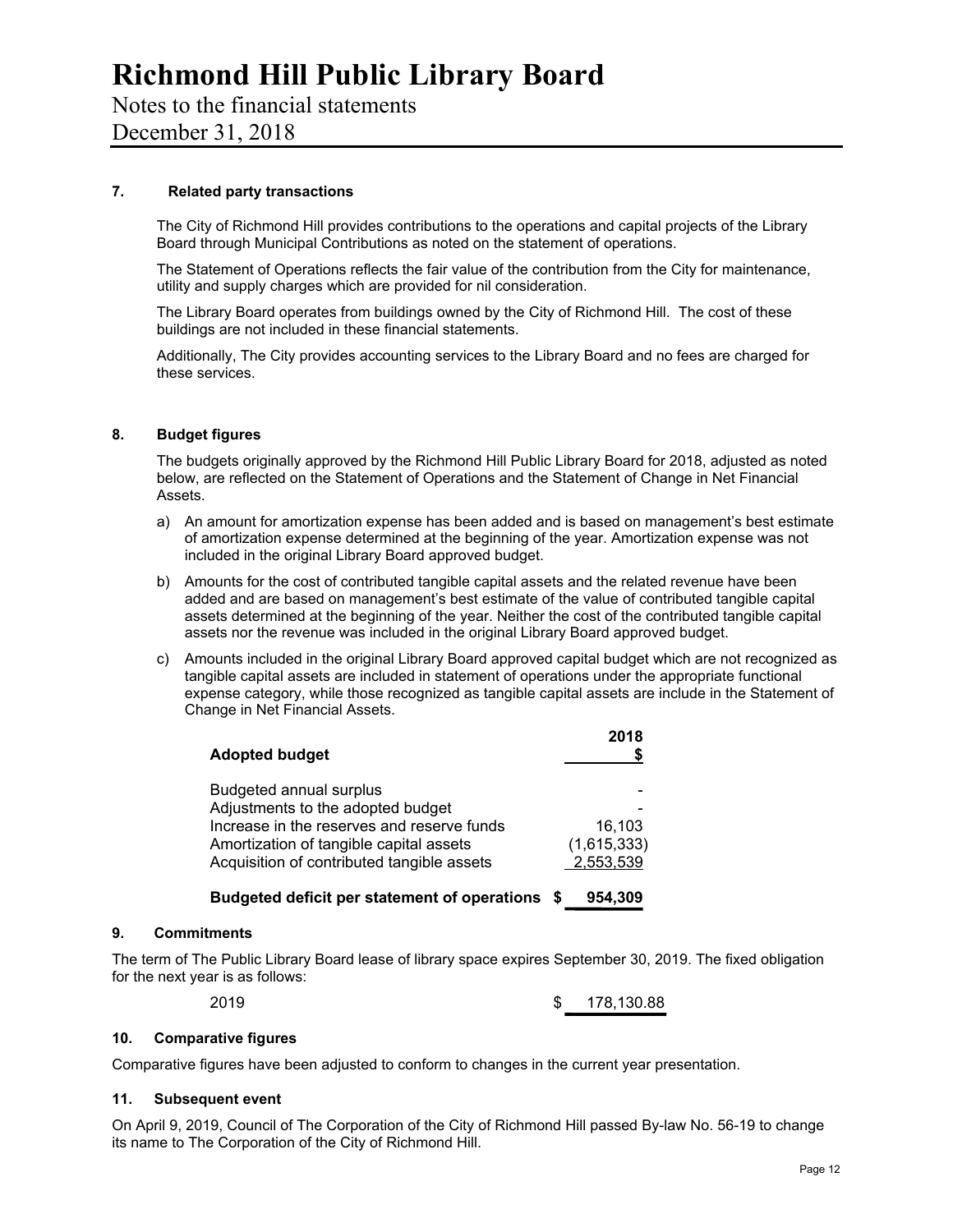# Richmond Hill Public Library Board

Notes to the financial statements

December 31, 2018

**7. Related party transactions**

The City of Richmond Hill provides contributions to the operations and capital projects of the Library Board through Municipal Contributions as noted on the statement of operations.

The Statement of Operations reflects the fair value of the contribution from the City for maintenance, utility and supply charges which are provided for nil consideration.

The Library Board operates from buildings owned by the City of Richmond Hill. The cost of these buildings are not included in these financial statements.

Additionally, The City provides accounting services to the Library Board and no fees are charged for these services.

**8. Budget figures**

The budgets originally approved by the Richmond Hill Public Library Board for 2018, adjusted as noted below, are reflected on the Statement of Operations and the Statement of Change in Net Financial Assets.

a) An amount for amortization expense has been added and is based on management's best estimate of amortization expense determined at the beginning of the year. Amortization expense was not included in the original Library Board approved budget.

b) Amounts for the cost of contributed tangible capital assets and the related revenue have been added and are based on management's best estimate of the value of contributed tangible capital assets determined at the beginning of the year. Neither the cost of the contributed tangible capital assets nor the revenue was included in the original Library Board approved budget.

c) Amounts included in the original Library Board approved capital budget which are not recognized as tangible capital assets are included in statement of operations under the appropriate functional expense category, while those recognized as tangible capital assets are include in the Statement of Change in Net Financial Assets.

| **Adopted budget** | **2018 $** |
|---|---|
| Budgeted annual surplus | - |
| Adjustments to the adopted budget | - |
| Increase in the reserves and reserve funds | 16,103 |
| Amortization of tangible capital assets | (1,615,333) |
| Acquisition of contributed tangible assets | 2,553,539 |
| **Budgeted deficit per statement of operations** | **$ 954,309** |

**9. Commitments**

The term of The Public Library Board lease of library space expires September 30, 2019. The fixed obligation for the next year is as follows:

| | |
|---|---|
| 2019 | $ 178,130.88 |

**10. Comparative figures**

Comparative figures have been adjusted to conform to changes in the current year presentation.

**11. Subsequent event**

On April 9, 2019, Council of The Corporation of the City of Richmond Hill passed By-law No. 56-19 to change its name to The Corporation of the City of Richmond Hill.